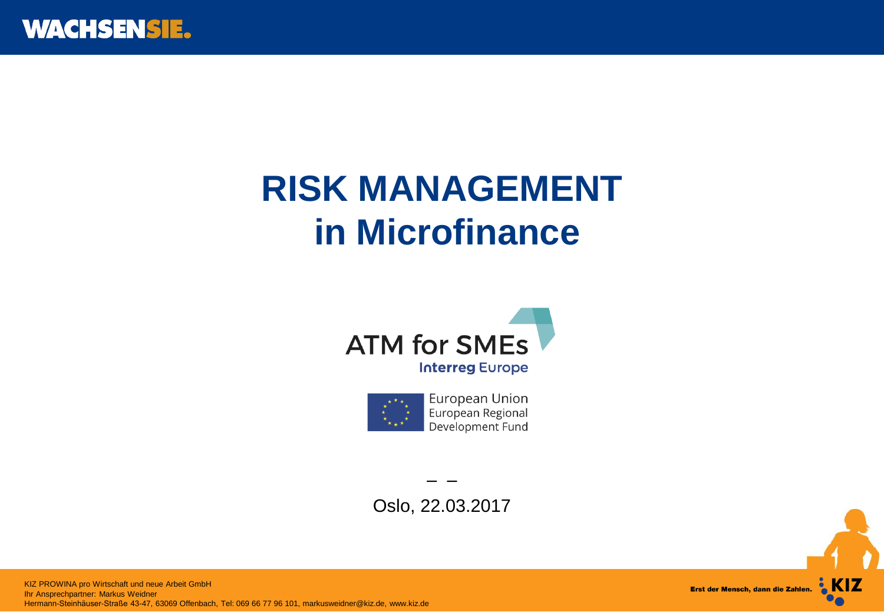WACHSENSIE.

# RISK MANAGEMENT in Microfinance

ATM for SMEs
Interreg Europe

European Union
European Regional Development Fund

– –

Oslo, 22.03.2017

KIZ PROWINA pro Wirtschaft und neue Arbeit GmbH
Ihr Ansprechpartner: Markus Weidner
Hermann-Steinhäuser-Straße 43-47, 63069 Offenbach, Tel: 069 66 77 96 101, markusweidner@kiz.de, www.kiz.de

Erst der Mensch, dann die Zahlen. KIZ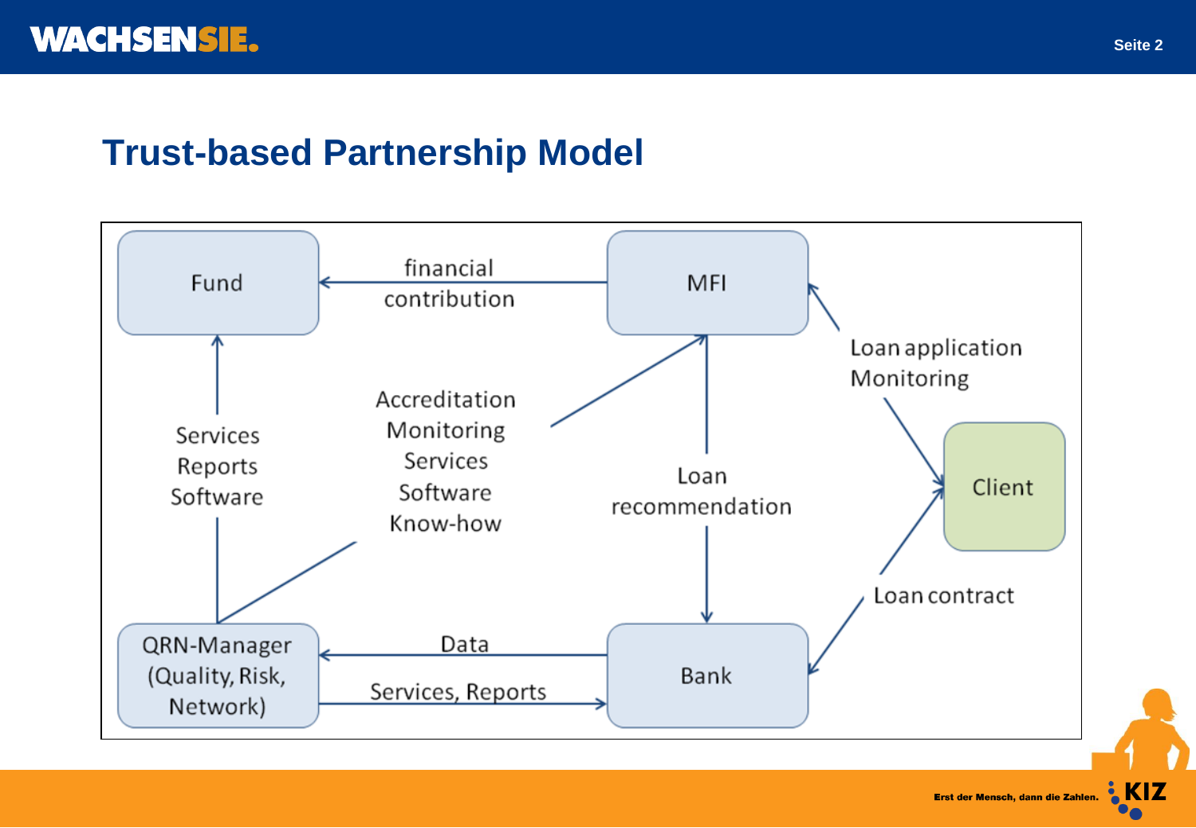# Trust-based Partnership Model

- Fund
- MFI
- Client
- QRN-Manager (Quality, Risk, Network)
- Bank

Relationships:

- MFI → Fund: financial contribution
- QRN-Manager → Fund: Services, Reports, Software
- QRN-Manager → MFI: Accreditation, Monitoring, Services, Software, Know-how
- MFI → Bank: Loan recommendation
- Client ↔ MFI: Loan application, Monitoring
- Bank ↔ Client: Loan contract
- Bank → QRN-Manager: Data
- QRN-Manager → Bank: Services, Reports

Erst der Mensch, dann die Zahlen.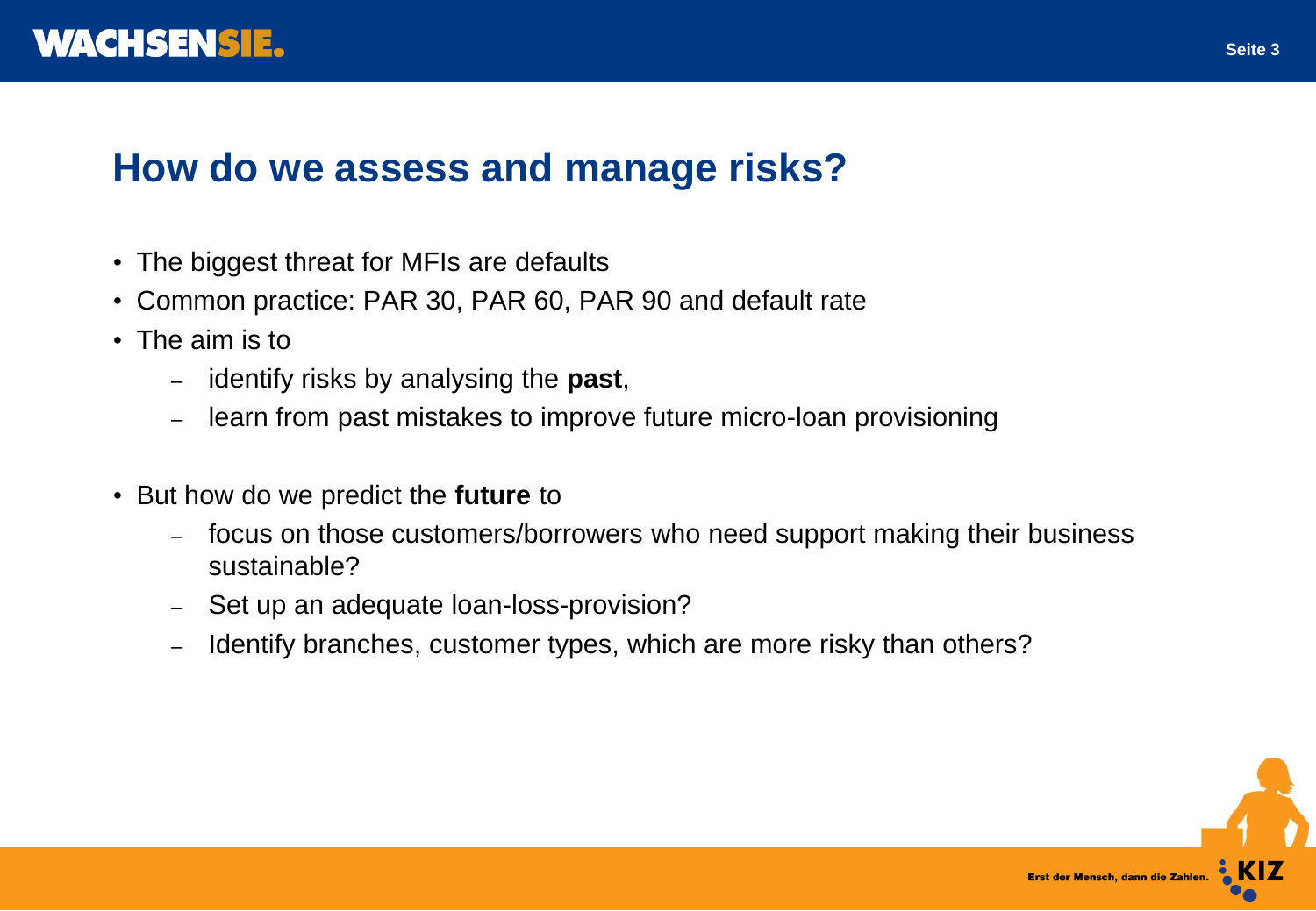## How do we assess and manage risks?

- The biggest threat for MFIs are defaults
- Common practice: PAR 30, PAR 60, PAR 90 and default rate
- The aim is to
  - identify risks by analysing the **past**,
  - learn from past mistakes to improve future micro-loan provisioning
- But how do we predict the **future** to
  - focus on those customers/borrowers who need support making their business sustainable?
  - Set up an adequate loan-loss-provision?
  - Identify branches, customer types, which are more risky than others?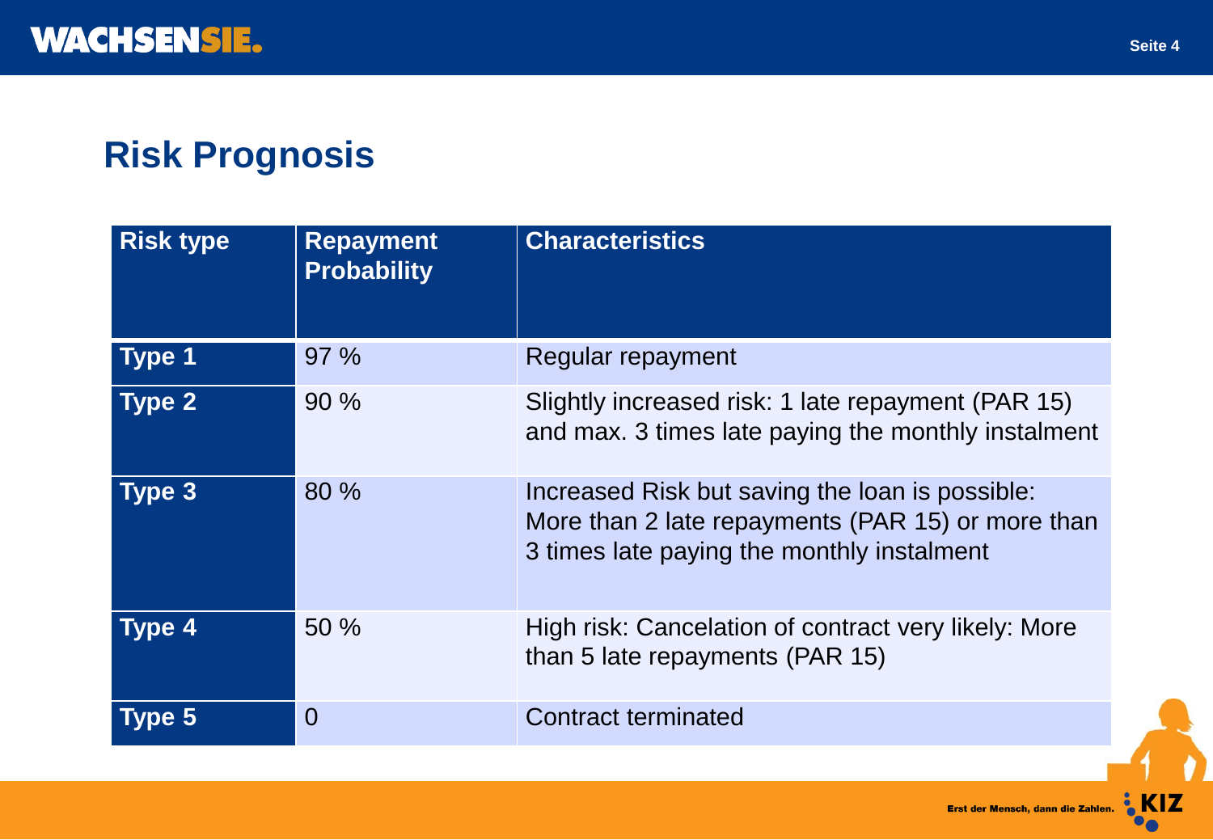## Risk Prognosis

| Risk type | Repayment Probability | Characteristics |
|---|---|---|
| Type 1 | 97 % | Regular repayment |
| Type 2 | 90 % | Slightly increased risk: 1 late repayment (PAR 15) and max. 3 times late paying the monthly instalment |
| Type 3 | 80 % | Increased Risk but saving the loan is possible: More than 2 late repayments (PAR 15) or more than 3 times late paying the monthly instalment |
| Type 4 | 50 % | High risk: Cancelation of contract very likely: More than 5 late repayments (PAR 15) |
| Type 5 | 0 | Contract terminated |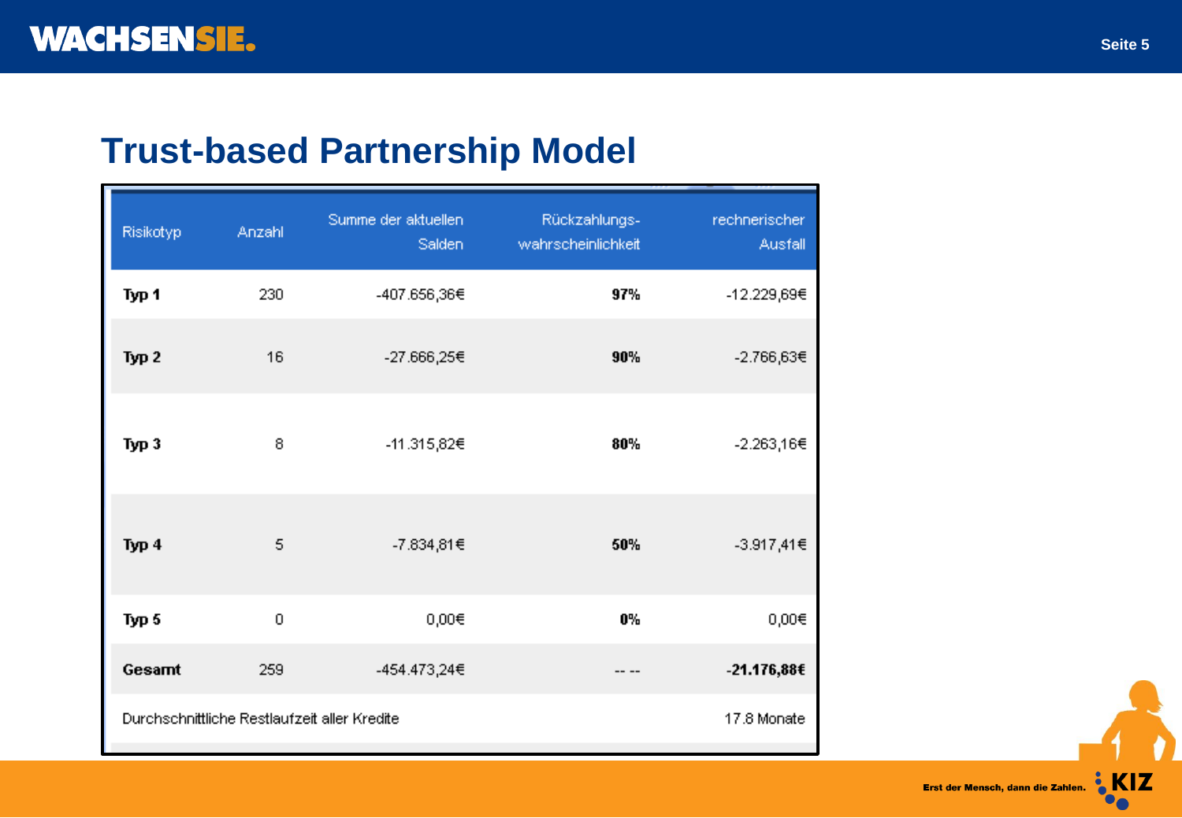# Trust-based Partnership Model

| Risikotyp | Anzahl | Summe der aktuellen Salden | Rückzahlungs-wahrscheinlichkeit | rechnerischer Ausfall |
|---|---|---|---|---|
| **Typ 1** | 230 | -407.656,36€ | **97%** | -12.229,69€ |
| **Typ 2** | 16 | -27.666,25€ | **90%** | -2.766,63€ |
| **Typ 3** | 8 | -11.315,82€ | **80%** | -2.263,16€ |
| **Typ 4** | 5 | -7.834,81€ | **50%** | -3.917,41€ |
| **Typ 5** | 0 | 0,00€ | **0%** | 0,00€ |
| **Gesamt** | 259 | -454.473,24€ | -- -- | **-21.176,88€** |
| Durchschnittliche Restlaufzeit aller Kredite | | | | 17.8 Monate |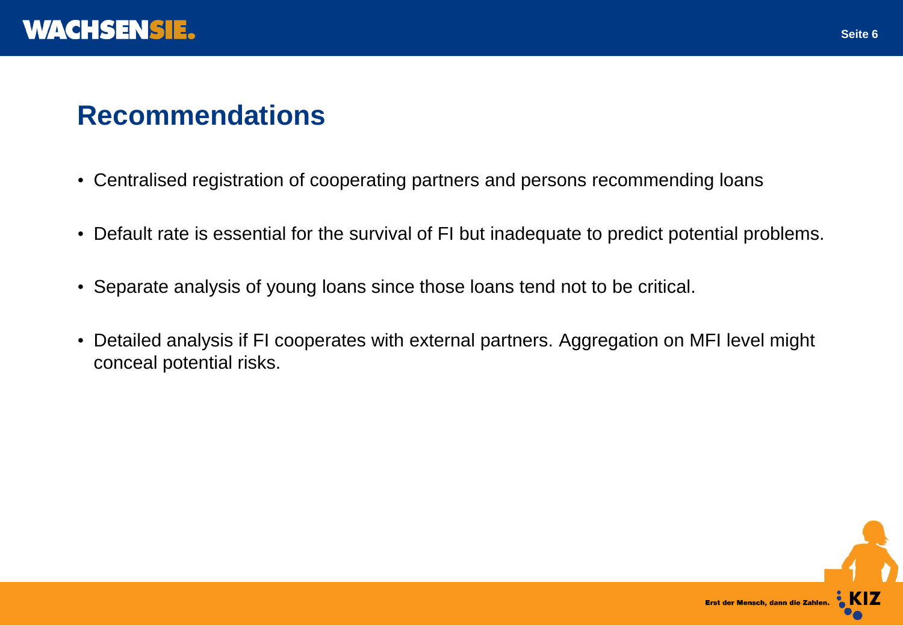## Recommendations

- Centralised registration of cooperating partners and persons recommending loans
- Default rate is essential for the survival of FI but inadequate to predict potential problems.
- Separate analysis of young loans since those loans tend not to be critical.
- Detailed analysis if FI cooperates with external partners. Aggregation on MFI level might conceal potential risks.